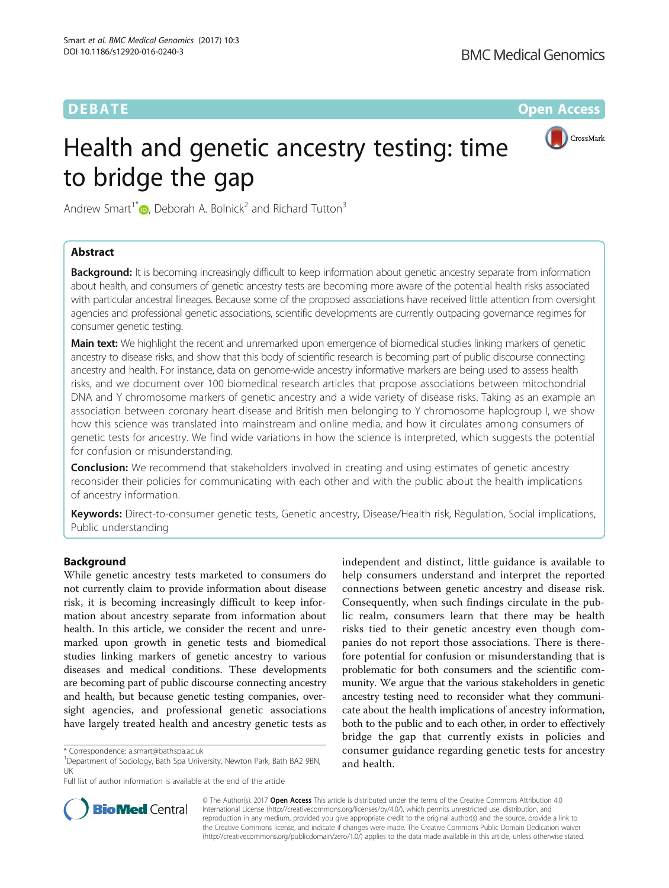DEBATE Open Access

# Health and genetic ancestry testing: time to bridge the gap

Andrew Smart[1*], Deborah A. Bolnick[2] and Richard Tutton[3]

## Abstract

**Background:** It is becoming increasingly difficult to keep information about genetic ancestry separate from information about health, and consumers of genetic ancestry tests are becoming more aware of the potential health risks associated with particular ancestral lineages. Because some of the proposed associations have received little attention from oversight agencies and professional genetic associations, scientific developments are currently outpacing governance regimes for consumer genetic testing.

**Main text:** We highlight the recent and unremarked upon emergence of biomedical studies linking markers of genetic ancestry to disease risks, and show that this body of scientific research is becoming part of public discourse connecting ancestry and health. For instance, data on genome-wide ancestry informative markers are being used to assess health risks, and we document over 100 biomedical research articles that propose associations between mitochondrial DNA and Y chromosome markers of genetic ancestry and a wide variety of disease risks. Taking as an example an association between coronary heart disease and British men belonging to Y chromosome haplogroup I, we show how this science was translated into mainstream and online media, and how it circulates among consumers of genetic tests for ancestry. We find wide variations in how the science is interpreted, which suggests the potential for confusion or misunderstanding.

**Conclusion:** We recommend that stakeholders involved in creating and using estimates of genetic ancestry reconsider their policies for communicating with each other and with the public about the health implications of ancestry information.

**Keywords:** Direct-to-consumer genetic tests, Genetic ancestry, Disease/Health risk, Regulation, Social implications, Public understanding

## Background

While genetic ancestry tests marketed to consumers do not currently claim to provide information about disease risk, it is becoming increasingly difficult to keep information about ancestry separate from information about health. In this article, we consider the recent and unremarked upon growth in genetic tests and biomedical studies linking markers of genetic ancestry to various diseases and medical conditions. These developments are becoming part of public discourse connecting ancestry and health, but because genetic testing companies, oversight agencies, and professional genetic associations have largely treated health and ancestry genetic tests as independent and distinct, little guidance is available to help consumers understand and interpret the reported connections between genetic ancestry and disease risk. Consequently, when such findings circulate in the public realm, consumers learn that there may be health risks tied to their genetic ancestry even though companies do not report those associations. There is therefore potential for confusion or misunderstanding that is problematic for both consumers and the scientific community. We argue that the various stakeholders in genetic ancestry testing need to reconsider what they communicate about the health implications of ancestry information, both to the public and to each other, in order to effectively bridge the gap that currently exists in policies and consumer guidance regarding genetic tests for ancestry and health.

\* Correspondence: a.smart@bathspa.ac.uk
[1]Department of Sociology, Bath Spa University, Newton Park, Bath BA2 9BN, UK
Full list of author information is available at the end of the article

© The Author(s). 2017 **Open Access** This article is distributed under the terms of the Creative Commons Attribution 4.0 International License (http://creativecommons.org/licenses/by/4.0/), which permits unrestricted use, distribution, and reproduction in any medium, provided you give appropriate credit to the original author(s) and the source, provide a link to the Creative Commons license, and indicate if changes were made. The Creative Commons Public Domain Dedication waiver (http://creativecommons.org/publicdomain/zero/1.0/) applies to the data made available in this article, unless otherwise stated.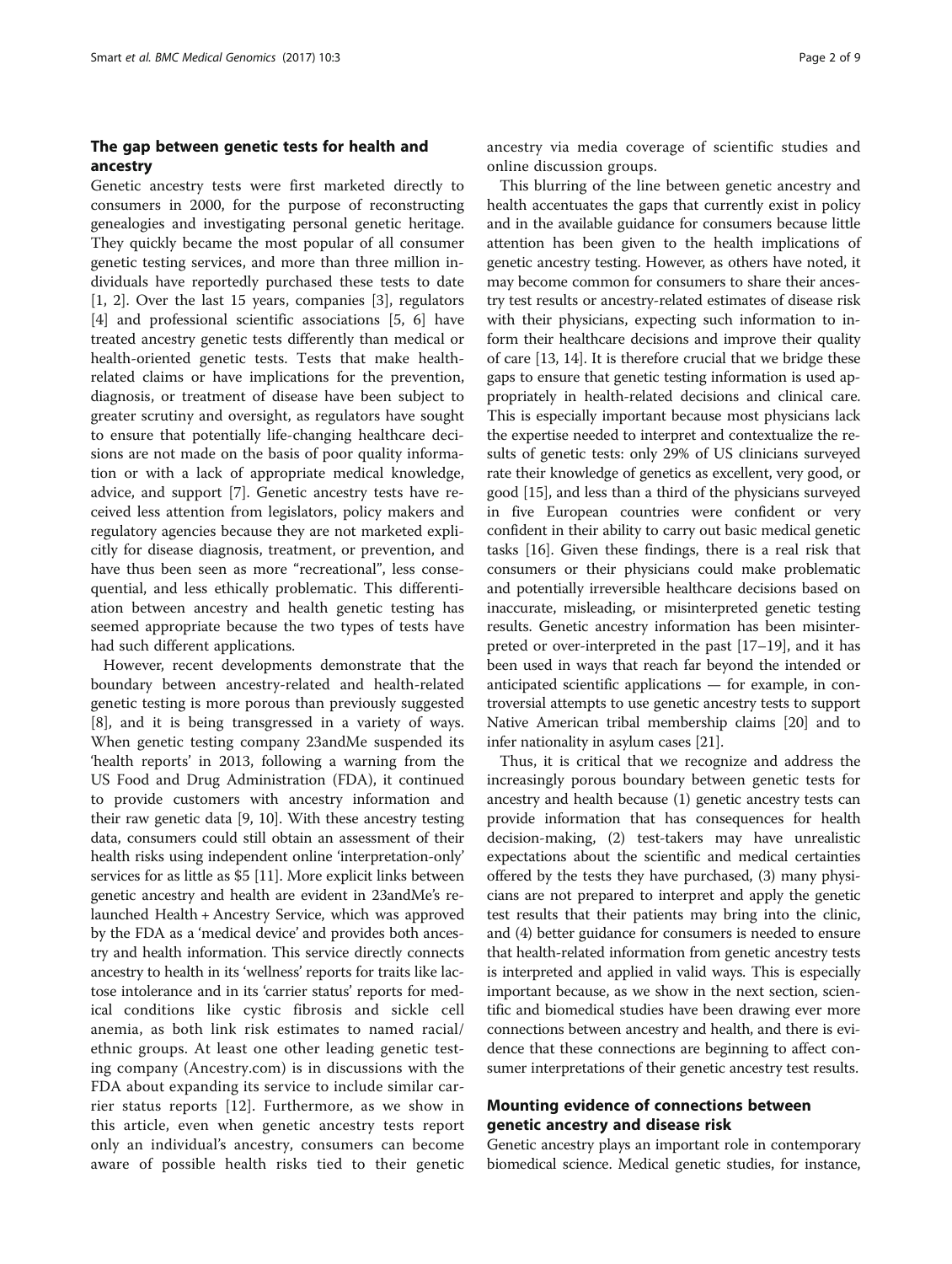## The gap between genetic tests for health and ancestry

Genetic ancestry tests were first marketed directly to consumers in 2000, for the purpose of reconstructing genealogies and investigating personal genetic heritage. They quickly became the most popular of all consumer genetic testing services, and more than three million individuals have reportedly purchased these tests to date [1, 2]. Over the last 15 years, companies [3], regulators [4] and professional scientific associations [5, 6] have treated ancestry genetic tests differently than medical or health-oriented genetic tests. Tests that make health-related claims or have implications for the prevention, diagnosis, or treatment of disease have been subject to greater scrutiny and oversight, as regulators have sought to ensure that potentially life-changing healthcare decisions are not made on the basis of poor quality information or with a lack of appropriate medical knowledge, advice, and support [7]. Genetic ancestry tests have received less attention from legislators, policy makers and regulatory agencies because they are not marketed explicitly for disease diagnosis, treatment, or prevention, and have thus been seen as more "recreational", less consequential, and less ethically problematic. This differentiation between ancestry and health genetic testing has seemed appropriate because the two types of tests have had such different applications.

However, recent developments demonstrate that the boundary between ancestry-related and health-related genetic testing is more porous than previously suggested [8], and it is being transgressed in a variety of ways. When genetic testing company 23andMe suspended its 'health reports' in 2013, following a warning from the US Food and Drug Administration (FDA), it continued to provide customers with ancestry information and their raw genetic data [9, 10]. With these ancestry testing data, consumers could still obtain an assessment of their health risks using independent online 'interpretation-only' services for as little as $5 [11]. More explicit links between genetic ancestry and health are evident in 23andMe's relaunched Health + Ancestry Service, which was approved by the FDA as a 'medical device' and provides both ancestry and health information. This service directly connects ancestry to health in its 'wellness' reports for traits like lactose intolerance and in its 'carrier status' reports for medical conditions like cystic fibrosis and sickle cell anemia, as both link risk estimates to named racial/ethnic groups. At least one other leading genetic testing company (Ancestry.com) is in discussions with the FDA about expanding its service to include similar carrier status reports [12]. Furthermore, as we show in this article, even when genetic ancestry tests report only an individual's ancestry, consumers can become aware of possible health risks tied to their genetic ancestry via media coverage of scientific studies and online discussion groups.

This blurring of the line between genetic ancestry and health accentuates the gaps that currently exist in policy and in the available guidance for consumers because little attention has been given to the health implications of genetic ancestry testing. However, as others have noted, it may become common for consumers to share their ancestry test results or ancestry-related estimates of disease risk with their physicians, expecting such information to inform their healthcare decisions and improve their quality of care [13, 14]. It is therefore crucial that we bridge these gaps to ensure that genetic testing information is used appropriately in health-related decisions and clinical care. This is especially important because most physicians lack the expertise needed to interpret and contextualize the results of genetic tests: only 29% of US clinicians surveyed rate their knowledge of genetics as excellent, very good, or good [15], and less than a third of the physicians surveyed in five European countries were confident or very confident in their ability to carry out basic medical genetic tasks [16]. Given these findings, there is a real risk that consumers or their physicians could make problematic and potentially irreversible healthcare decisions based on inaccurate, misleading, or misinterpreted genetic testing results. Genetic ancestry information has been misinterpreted or over-interpreted in the past [17–19], and it has been used in ways that reach far beyond the intended or anticipated scientific applications — for example, in controversial attempts to use genetic ancestry tests to support Native American tribal membership claims [20] and to infer nationality in asylum cases [21].

Thus, it is critical that we recognize and address the increasingly porous boundary between genetic tests for ancestry and health because (1) genetic ancestry tests can provide information that has consequences for health decision-making, (2) test-takers may have unrealistic expectations about the scientific and medical certainties offered by the tests they have purchased, (3) many physicians are not prepared to interpret and apply the genetic test results that their patients may bring into the clinic, and (4) better guidance for consumers is needed to ensure that health-related information from genetic ancestry tests is interpreted and applied in valid ways. This is especially important because, as we show in the next section, scientific and biomedical studies have been drawing ever more connections between ancestry and health, and there is evidence that these connections are beginning to affect consumer interpretations of their genetic ancestry test results.

## Mounting evidence of connections between genetic ancestry and disease risk

Genetic ancestry plays an important role in contemporary biomedical science. Medical genetic studies, for instance,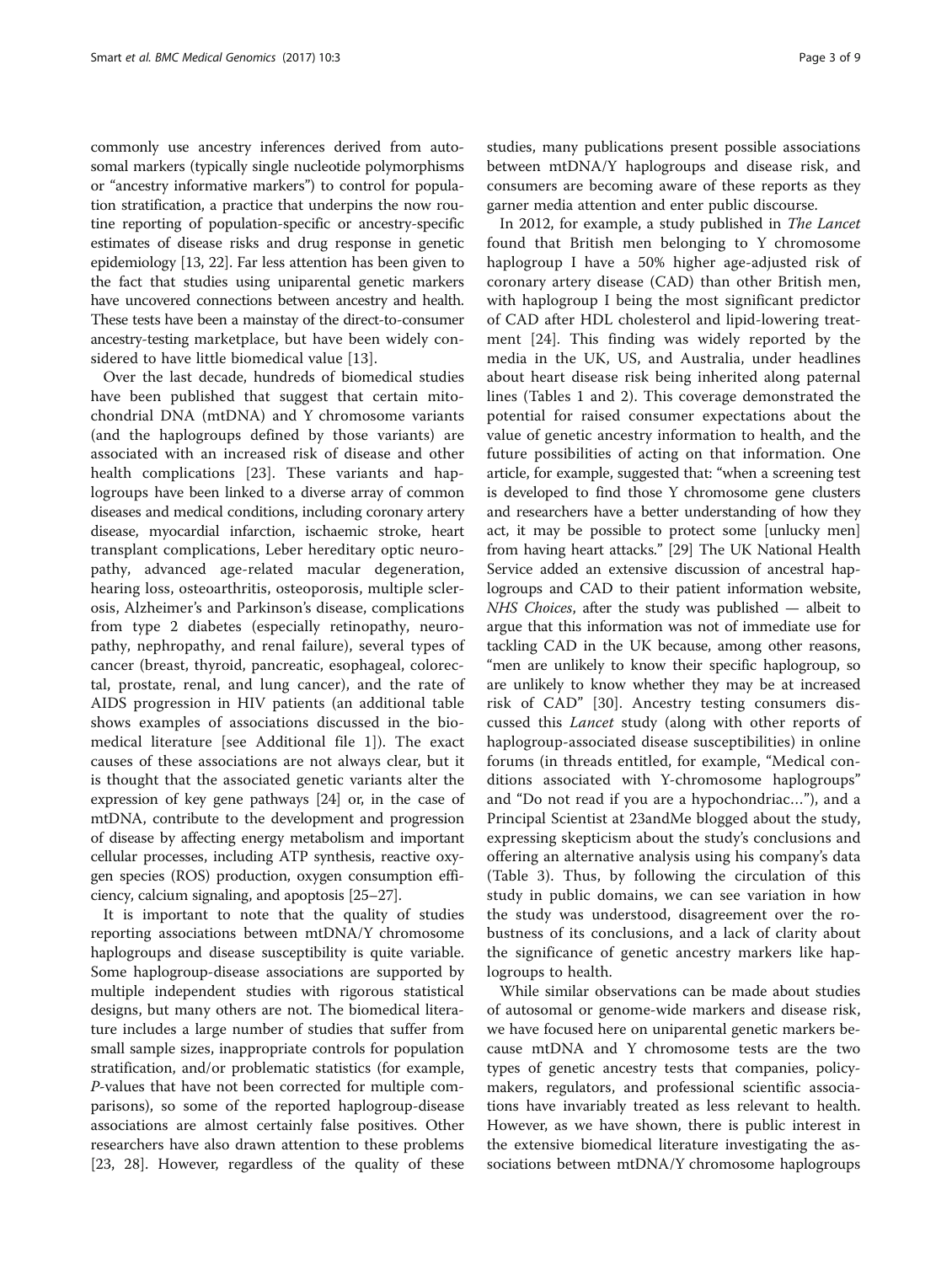commonly use ancestry inferences derived from autosomal markers (typically single nucleotide polymorphisms or "ancestry informative markers") to control for population stratification, a practice that underpins the now routine reporting of population-specific or ancestry-specific estimates of disease risks and drug response in genetic epidemiology [13, 22]. Far less attention has been given to the fact that studies using uniparental genetic markers have uncovered connections between ancestry and health. These tests have been a mainstay of the direct-to-consumer ancestry-testing marketplace, but have been widely considered to have little biomedical value [13].

Over the last decade, hundreds of biomedical studies have been published that suggest that certain mitochondrial DNA (mtDNA) and Y chromosome variants (and the haplogroups defined by those variants) are associated with an increased risk of disease and other health complications [23]. These variants and haplogroups have been linked to a diverse array of common diseases and medical conditions, including coronary artery disease, myocardial infarction, ischaemic stroke, heart transplant complications, Leber hereditary optic neuropathy, advanced age-related macular degeneration, hearing loss, osteoarthritis, osteoporosis, multiple sclerosis, Alzheimer's and Parkinson's disease, complications from type 2 diabetes (especially retinopathy, neuropathy, nephropathy, and renal failure), several types of cancer (breast, thyroid, pancreatic, esophageal, colorectal, prostate, renal, and lung cancer), and the rate of AIDS progression in HIV patients (an additional table shows examples of associations discussed in the biomedical literature [see Additional file 1]). The exact causes of these associations are not always clear, but it is thought that the associated genetic variants alter the expression of key gene pathways [24] or, in the case of mtDNA, contribute to the development and progression of disease by affecting energy metabolism and important cellular processes, including ATP synthesis, reactive oxygen species (ROS) production, oxygen consumption efficiency, calcium signaling, and apoptosis [25–27].

It is important to note that the quality of studies reporting associations between mtDNA/Y chromosome haplogroups and disease susceptibility is quite variable. Some haplogroup-disease associations are supported by multiple independent studies with rigorous statistical designs, but many others are not. The biomedical literature includes a large number of studies that suffer from small sample sizes, inappropriate controls for population stratification, and/or problematic statistics (for example, *P*-values that have not been corrected for multiple comparisons), so some of the reported haplogroup-disease associations are almost certainly false positives. Other researchers have also drawn attention to these problems [23, 28]. However, regardless of the quality of these studies, many publications present possible associations between mtDNA/Y haplogroups and disease risk, and consumers are becoming aware of these reports as they garner media attention and enter public discourse.

In 2012, for example, a study published in *The Lancet* found that British men belonging to Y chromosome haplogroup I have a 50% higher age-adjusted risk of coronary artery disease (CAD) than other British men, with haplogroup I being the most significant predictor of CAD after HDL cholesterol and lipid-lowering treatment [24]. This finding was widely reported by the media in the UK, US, and Australia, under headlines about heart disease risk being inherited along paternal lines (Tables 1 and 2). This coverage demonstrated the potential for raised consumer expectations about the value of genetic ancestry information to health, and the future possibilities of acting on that information. One article, for example, suggested that: "when a screening test is developed to find those Y chromosome gene clusters and researchers have a better understanding of how they act, it may be possible to protect some [unlucky men] from having heart attacks." [29] The UK National Health Service added an extensive discussion of ancestral haplogroups and CAD to their patient information website, *NHS Choices*, after the study was published — albeit to argue that this information was not of immediate use for tackling CAD in the UK because, among other reasons, "men are unlikely to know their specific haplogroup, so are unlikely to know whether they may be at increased risk of CAD" [30]. Ancestry testing consumers discussed this *Lancet* study (along with other reports of haplogroup-associated disease susceptibilities) in online forums (in threads entitled, for example, "Medical conditions associated with Y-chromosome haplogroups" and "Do not read if you are a hypochondriac…"), and a Principal Scientist at 23andMe blogged about the study, expressing skepticism about the study's conclusions and offering an alternative analysis using his company's data (Table 3). Thus, by following the circulation of this study in public domains, we can see variation in how the study was understood, disagreement over the robustness of its conclusions, and a lack of clarity about the significance of genetic ancestry markers like haplogroups to health.

While similar observations can be made about studies of autosomal or genome-wide markers and disease risk, we have focused here on uniparental genetic markers because mtDNA and Y chromosome tests are the two types of genetic ancestry tests that companies, policymakers, regulators, and professional scientific associations have invariably treated as less relevant to health. However, as we have shown, there is public interest in the extensive biomedical literature investigating the associations between mtDNA/Y chromosome haplogroups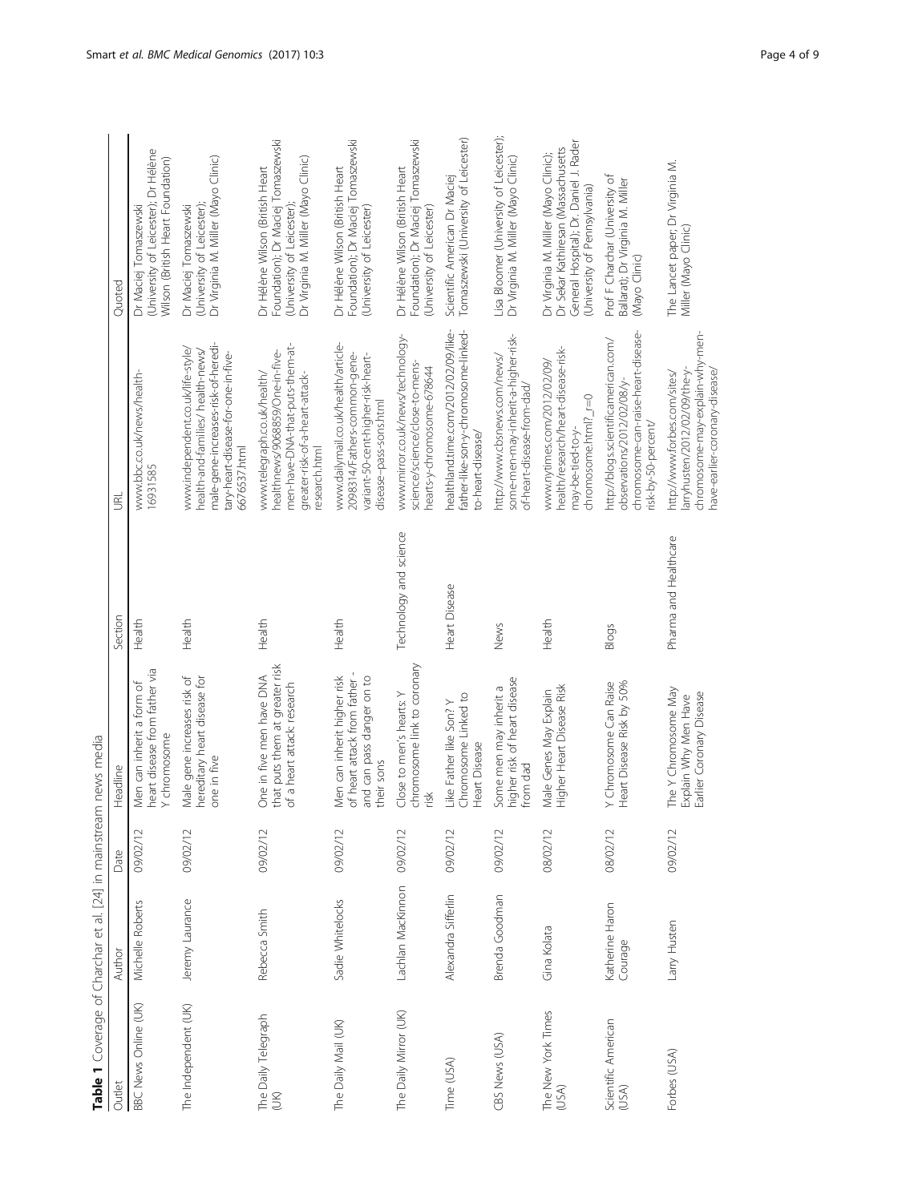**Table 1** Coverage of Charchar et al. [24] in mainstream news media

| Outlet | Author | Date | Headline | Section | URL | Quoted |
| --- | --- | --- | --- | --- | --- | --- |
| BBC News Online (UK) | Michelle Roberts | 09/02/12 | Men can inherit a form of heart disease from father via Y chromosome | Health | www.bbc.co.uk/news/health-16931585 | Dr Maciej Tomaszewski (University of Leicester); Dr Hélène Wilson (British Heart Foundation) |
| The Independent (UK) | Jeremy Laurance | 09/02/12 | Male gene increases risk of hereditary heart disease for one in five | Health | www.independent.co.uk/life-style/health-and-families/health-news/male-gene-increases-risk-of-hereditary-heart-disease-for-one-in-five-6676537.html | Dr Maciej Tomaszewski (University of Leicester); Dr Virginia M. Miller (Mayo Clinic) |
| The Daily Telegraph (UK) | Rebecca Smith | 09/02/12 | One in five men have DNA that puts them at greater risk of a heart attack: research | Health | www.telegraph.co.uk/health/healthnews/9068859/One-in-five-men-have-DNA-that-puts-them-at-greater-risk-of-a-heart-attack-research.html | Dr Hélène Wilson (British Heart Foundation); Dr Maciej Tomaszewski (University of Leicester); Dr Virginia M. Miller (Mayo Clinic) |
| The Daily Mail (UK) | Sadie Whitelocks | 09/02/12 | Men can inherit higher risk of heart attack from father - and can pass danger on to their sons | Health | www.dailymail.co.uk/health/article-2098314/Fathers-common-gene-variant-50-cent-higher-risk-heart-disease--pass-sons.html | Dr Hélène Wilson (British Heart Foundation); Dr Maciej Tomaszewski (University of Leicester) |
| The Daily Mirror (UK) | Lachlan MacKinnon | 09/02/12 | Close to men's hearts: Y chromosome link to coronary risk | Technology and science | www.mirror.co.uk/news/technology-science/science/close-to-mens-hearts-y-chromosome-678644 | Dr Hélène Wilson (British Heart Foundation); Dr Maciej Tomaszewski (University of Leicester) |
| Time (USA) | Alexandra Sifferlin | 09/02/12 | Like Father like Son? Y Chromosome Linked to Heart Disease | Heart Disease | healthland.time.com/2012/02/09/like-father-like-son-y-chromosome-linked-to-heart-disease/ | Scientific American Dr Maciej Tomaszewski (University of Leicester) |
| CBS News (USA) | Brenda Goodman | 09/02/12 | Some men may inherit a higher risk of heart disease from dad | News | http://www.cbsnews.com/news/some-men-may-inherit-a-higher-risk-of-heart-disease-from-dad/ | Lisa Bloomer (University of Leicester); Dr Virginia M. Miller (Mayo Clinic) |
| The New York Times (USA) | Gina Kolata | 08/02/12 | Male Genes May Explain Higher Heart Disease Risk | Health | www.nytimes.com/2012/02/09/health/research/heart-disease-risk-may-be-tied-to-y-chromosome.html?_r=0 | Dr Virginia M. Miller (Mayo Clinic); Dr Sekar Kathiresan (Massachusetts General Hospital); Dr. Daniel J. Rader (University of Pennsylvania) |
| Scientific American (USA) | Katherine Haron Courage | 08/02/12 | Y Chromosome Can Raise Heart Disease Risk by 50% | Blogs | http://blogs.scientificamerican.com/observations/2012/02/08/y-chromosome-can-raise-heart-disease-risk-by-50-percent/ | Prof F Charchar (University of Ballarat); Dr Virginia M. Miller (Mayo Clinic) |
| Forbes (USA) | Larry Husten | 09/02/12 | The Y Chromosome May Explain Why Men Have Earlier Coronary Disease | Pharma and Healthcare | http://www.forbes.com/sites/larryhusten/2012/02/09/the-y-chromosome-may-explain-why-men-have-earlier-coronary-disease/ | The Lancet paper; Dr Virginia M. Miller (Mayo Clinic) |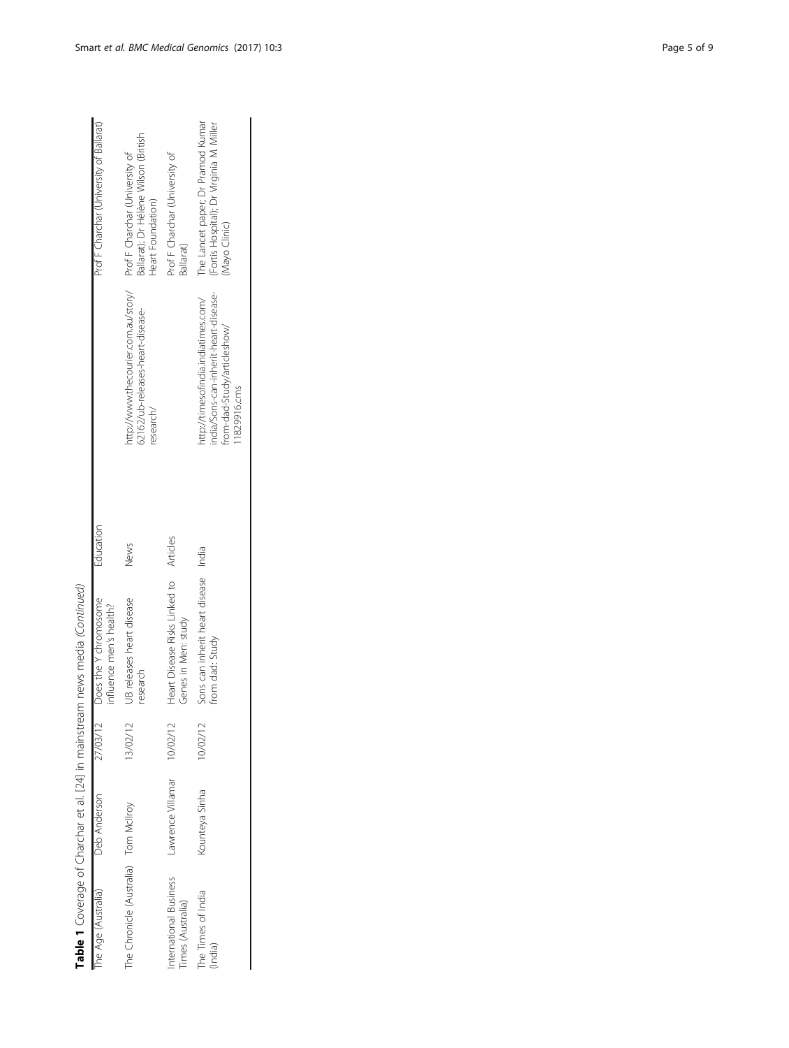**Table 1** Coverage of Charchar et al. [24] in mainstream news media *(Continued)*

| | | | | | | |
|---|---|---|---|---|---|---|
| The Age (Australia) | Deb Anderson | 27/03/12 | Does the Y chromosome influence men's health? | Education | | Prof F Charchar (University of Ballarat) |
| The Chronicle (Australia) | Tom McIlroy | 13/02/12 | UB releases heart disease research | News | http://www.thecourier.com.au/story/62162/ub-releases-heart-disease-research/ | Prof F Charchar (University of Ballarat); Dr Hélène Wilson (British Heart Foundation) |
| International Business Times (Australia) | Lawrence Villamar | 10/02/12 | Heart Disease Risks Linked to Genes in Men: study | Articles | | Prof F Charchar (University of Ballarat) |
| The Times of India (India) | Kounteya Sinha | 10/02/12 | Sons can inherit heart disease from dad: Study | India | http://timesofindia.indiatimes.com/india/Sons-can-inherit-heart-disease-from-dad-Study/articleshow/11829916.cms | The Lancet paper; Dr Pramod Kumar (Fortis Hospital); Dr Virginia M. Miller (Mayo Clinic) |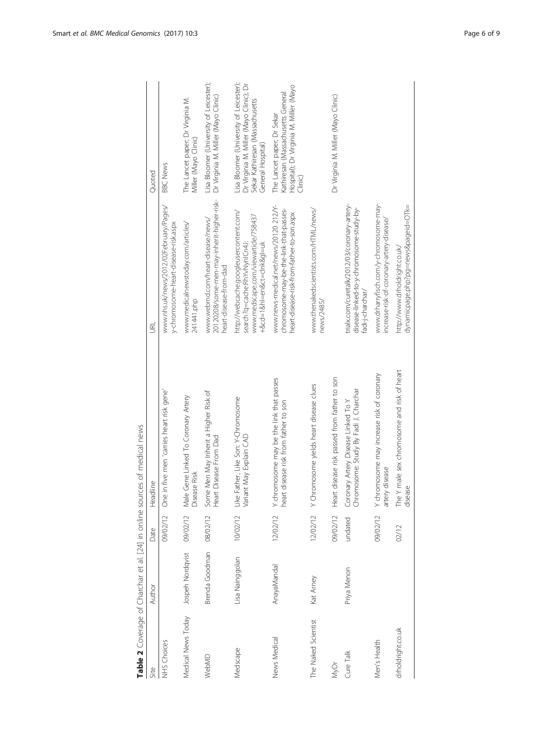**Table 2** Coverage of Charchar et al. [24] in online sources of medical news

| Site | Author | Date | Headline | URL | Quoted |
| --- | --- | --- | --- | --- | --- |
| NHS Choices | | 09/02/12 | One in five men 'carries heart risk gene' | www.nhs.uk/news/2012/02February/Pages/y-chromosome-heart-disease-risk.aspx | BBC News |
| Medical News Today | Jospeh Nordqvist | 09/02/12 | Male Gene Linked To Coronary Artery Disease Risk | www.medicalnewstoday.com/articles/241441.php | The Lancet paper; Dr Virginia M. Miller (Mayo Clinic) |
| WebMD | Brenda Goodman | 08/02/12 | Some Men May Inherit a Higher Risk of Heart Disease From Dad | www.webmd.com/heart-disease/news/20120208/some-men-may-inherit-higher-risk-heart-disease-from-dad | Lisa Bloomer (University of Leicester); Dr Virginia M. Miller (Mayo Clinic) |
| Medscape | Lisa Nainggolan | 10/02/12 | Like Father, Like Son: Y-Chromosome Variant May Explain CAD | http://webcache.googleusercontent.com/search?q=cache:RhYvNynICn4J:www.medscape.com/viewarticle/758437+&cd=1&hl=en&ct=clnk&gl=uk | Lisa Bloomer (University of Leicester); Dr Virginia M. Miller (Mayo Clinic); Dr Sekar Kathiresan (Massachusetts General Hospital) |
| News Medical | AnayaMandal | 12/02/12 | Y chromosome may be the link that passes heart disease risk from father to son | www.news-medical.net/news/20120212/Y-chromosome-may-be-the-link-that-passes-heart-disease-risk-from-father-to-son.aspx | The Lancet paper; Dr Sekar Kathiresan (Massachusetts General Hospital); Dr Virginia M. Miller (Mayo Clinic) |
| The Naked Scientist | Kat Arney | 12/02/12 | Y Chromosome yields heart disease clues | www.thenakedscientists.com/HTML/news/news/2485/ | |
| MyDr | | 09/02/12 | Heart disease risk passed from father to son | | Dr Virginia M. Miller (Mayo Clinic) |
| Cure Talk | Priya Menon | undated | Coronary Artery Disease Linked To Y Chromosome: Study By Fadi J. Charchar | trialx.com/curetalk/2012/03/coronary-artery-disease-linked-to-y-chromosome-study-by-fadi-j-charchar/ | |
| Men's Health | | 09/02/12 | Y chromosome may increase risk of coronary artery disease | www.drharryfisch.com/y-chromosome-may-increase-risk-of-coronary-artery-disease/ | |
| drholdright.co.uk | | 02/12 | The Y male sex chromosome and risk of heart disease | http://www.drholdright.co.uk/dynamicpage.php?pg=news&pageid=OTk= | |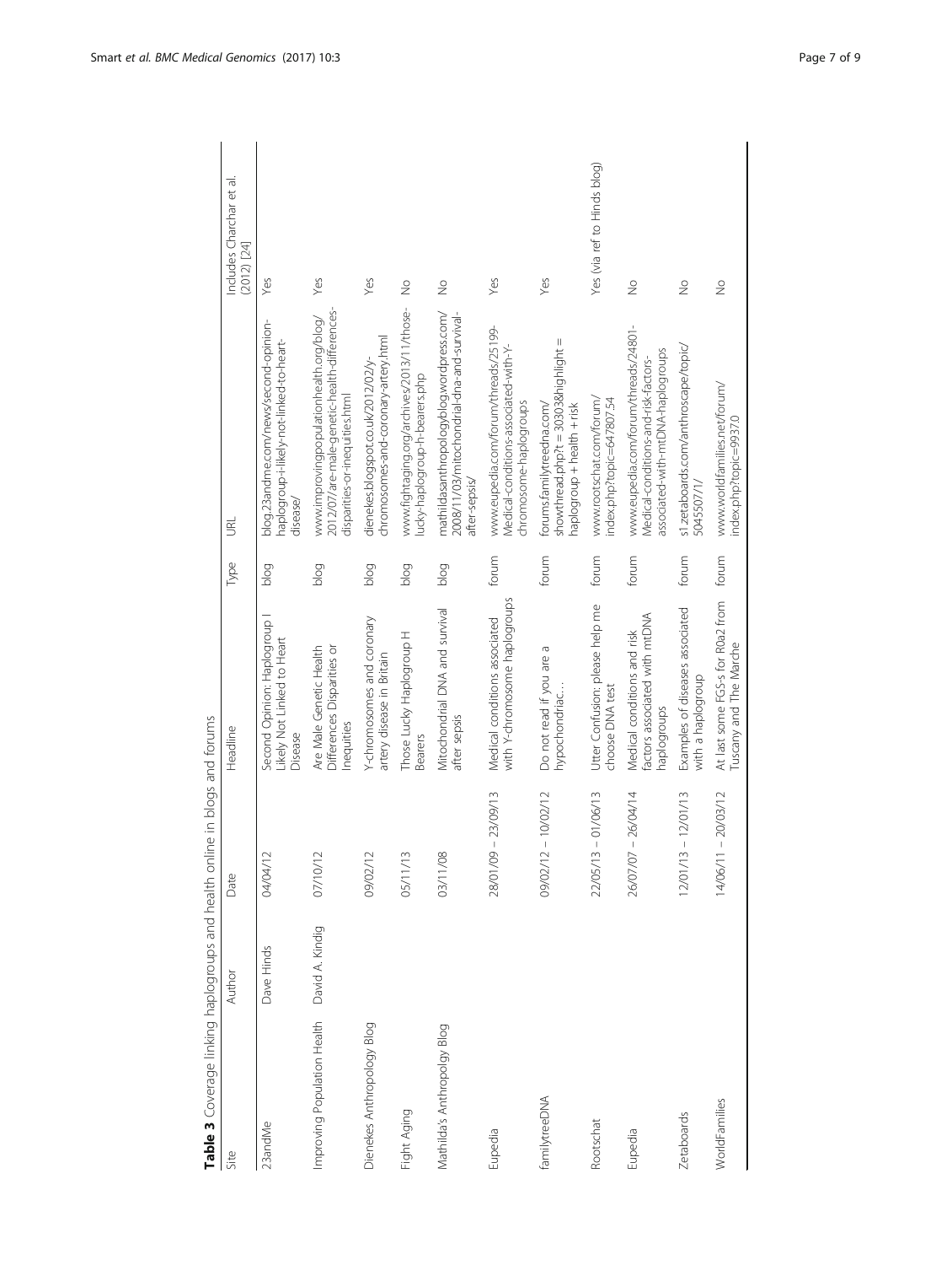**Table 3** Coverage linking haplogroups and health online in blogs and forums

| Site | Author | Date | Headline | Type | URL | Includes Charchar et al. (2012) [24] |
|---|---|---|---|---|---|---|
| 23andMe | Dave Hinds | 04/04/12 | Second Opinion: Haplogroup I Likely Not Linked to Heart Disease | blog | blog.23andme.com/news/second-opinion-haplogroup-i-likely-not-linked-to-heart-disease/ | Yes |
| Improving Population Health | David A. Kindig | 07/10/12 | Are Male Genetic Health Differences Disparities or Inequities | blog | www.improvingpopulationhealth.org/blog/2012/07/are-male-genetic-health-differences-disparities-or-inequities.html | Yes |
| Dienekes Anthropology Blog | | 09/02/12 | Y-chromosomes and coronary artery disease in Britain | blog | dienekes.blogspot.co.uk/2012/02/y-chromosomes-and-coronary-artery.html | Yes |
| Fight Aging | | 05/11/13 | Those Lucky Haplogroup H Bearers | blog | www.fightaging.org/archives/2013/11/those-lucky-haplogroup-h-bearers.php | No |
| Mathilda's Anthropolgy Blog | | 03/11/08 | Mitochondrial DNA and survival after sepsis | blog | mathildasanthropologyblog.wordpress.com/2008/11/03/mitochondrial-dna-and-survival-after-sepsis/ | No |
| Eupedia | | 28/01/09 – 23/09/13 | Medical conditions associated with Y-chromosome haplogroups | forum | www.eupedia.com/forum/threads/25199-Medical-conditions-associated-with-Y-chromosome-haplogroups | Yes |
| familytreeDNA | | 09/02/12 – 10/02/12 | Do not read if you are a hypochondriac… | forum | forums.familytreedna.com/showthread.php?t = 30303&highlight = haplogroup + health + risk | Yes |
| Rootschat | | 22/05/13 – 01/06/13 | Utter Confusion: please help me choose DNA test | forum | www.rootschat.com/forum/index.php?topic=647807.54 | Yes (via ref to Hinds blog) |
| Eupedia | | 26/07/07 – 26/04/14 | Medical conditions and risk factors associated with mtDNA haplogroups | forum | www.eupedia.com/forum/threads/24801-Medical-conditions-and-risk-factors-associated-with-mtDNA-haplogroups | No |
| Zetaboards | | 12/01/13 – 12/01/13 | Examples of diseases associated with a haplogroup | forum | s1.zetaboards.com/anthroscape/topic/5045507/1/ | No |
| WorldFamilies | | 14/06/11 – 20/03/12 | At last some FGS-s for R0a2 from Tuscany and The Marche | forum | www.worldfamilies.net/forum/index.php?topic=9937.0 | No |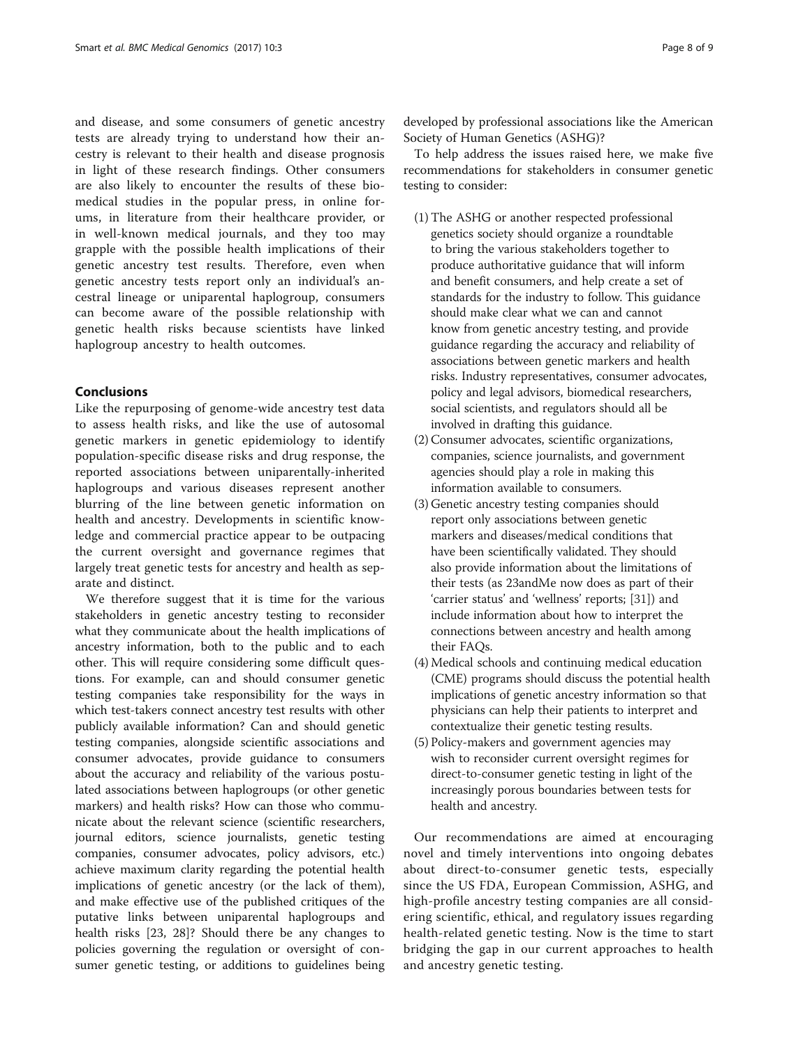and disease, and some consumers of genetic ancestry tests are already trying to understand how their ancestry is relevant to their health and disease prognosis in light of these research findings. Other consumers are also likely to encounter the results of these biomedical studies in the popular press, in online forums, in literature from their healthcare provider, or in well-known medical journals, and they too may grapple with the possible health implications of their genetic ancestry test results. Therefore, even when genetic ancestry tests report only an individual's ancestral lineage or uniparental haplogroup, consumers can become aware of the possible relationship with genetic health risks because scientists have linked haplogroup ancestry to health outcomes.

## Conclusions

Like the repurposing of genome-wide ancestry test data to assess health risks, and like the use of autosomal genetic markers in genetic epidemiology to identify population-specific disease risks and drug response, the reported associations between uniparentally-inherited haplogroups and various diseases represent another blurring of the line between genetic information on health and ancestry. Developments in scientific knowledge and commercial practice appear to be outpacing the current oversight and governance regimes that largely treat genetic tests for ancestry and health as separate and distinct.

We therefore suggest that it is time for the various stakeholders in genetic ancestry testing to reconsider what they communicate about the health implications of ancestry information, both to the public and to each other. This will require considering some difficult questions. For example, can and should consumer genetic testing companies take responsibility for the ways in which test-takers connect ancestry test results with other publicly available information? Can and should genetic testing companies, alongside scientific associations and consumer advocates, provide guidance to consumers about the accuracy and reliability of the various postulated associations between haplogroups (or other genetic markers) and health risks? How can those who communicate about the relevant science (scientific researchers, journal editors, science journalists, genetic testing companies, consumer advocates, policy advisors, etc.) achieve maximum clarity regarding the potential health implications of genetic ancestry (or the lack of them), and make effective use of the published critiques of the putative links between uniparental haplogroups and health risks [23, 28]? Should there be any changes to policies governing the regulation or oversight of consumer genetic testing, or additions to guidelines being developed by professional associations like the American Society of Human Genetics (ASHG)?

To help address the issues raised here, we make five recommendations for stakeholders in consumer genetic testing to consider:

(1) The ASHG or another respected professional genetics society should organize a roundtable to bring the various stakeholders together to produce authoritative guidance that will inform and benefit consumers, and help create a set of standards for the industry to follow. This guidance should make clear what we can and cannot know from genetic ancestry testing, and provide guidance regarding the accuracy and reliability of associations between genetic markers and health risks. Industry representatives, consumer advocates, policy and legal advisors, biomedical researchers, social scientists, and regulators should all be involved in drafting this guidance.

(2) Consumer advocates, scientific organizations, companies, science journalists, and government agencies should play a role in making this information available to consumers.

(3) Genetic ancestry testing companies should report only associations between genetic markers and diseases/medical conditions that have been scientifically validated. They should also provide information about the limitations of their tests (as 23andMe now does as part of their 'carrier status' and 'wellness' reports; [31]) and include information about how to interpret the connections between ancestry and health among their FAQs.

(4) Medical schools and continuing medical education (CME) programs should discuss the potential health implications of genetic ancestry information so that physicians can help their patients to interpret and contextualize their genetic testing results.

(5) Policy-makers and government agencies may wish to reconsider current oversight regimes for direct-to-consumer genetic testing in light of the increasingly porous boundaries between tests for health and ancestry.

Our recommendations are aimed at encouraging novel and timely interventions into ongoing debates about direct-to-consumer genetic tests, especially since the US FDA, European Commission, ASHG, and high-profile ancestry testing companies are all considering scientific, ethical, and regulatory issues regarding health-related genetic testing. Now is the time to start bridging the gap in our current approaches to health and ancestry genetic testing.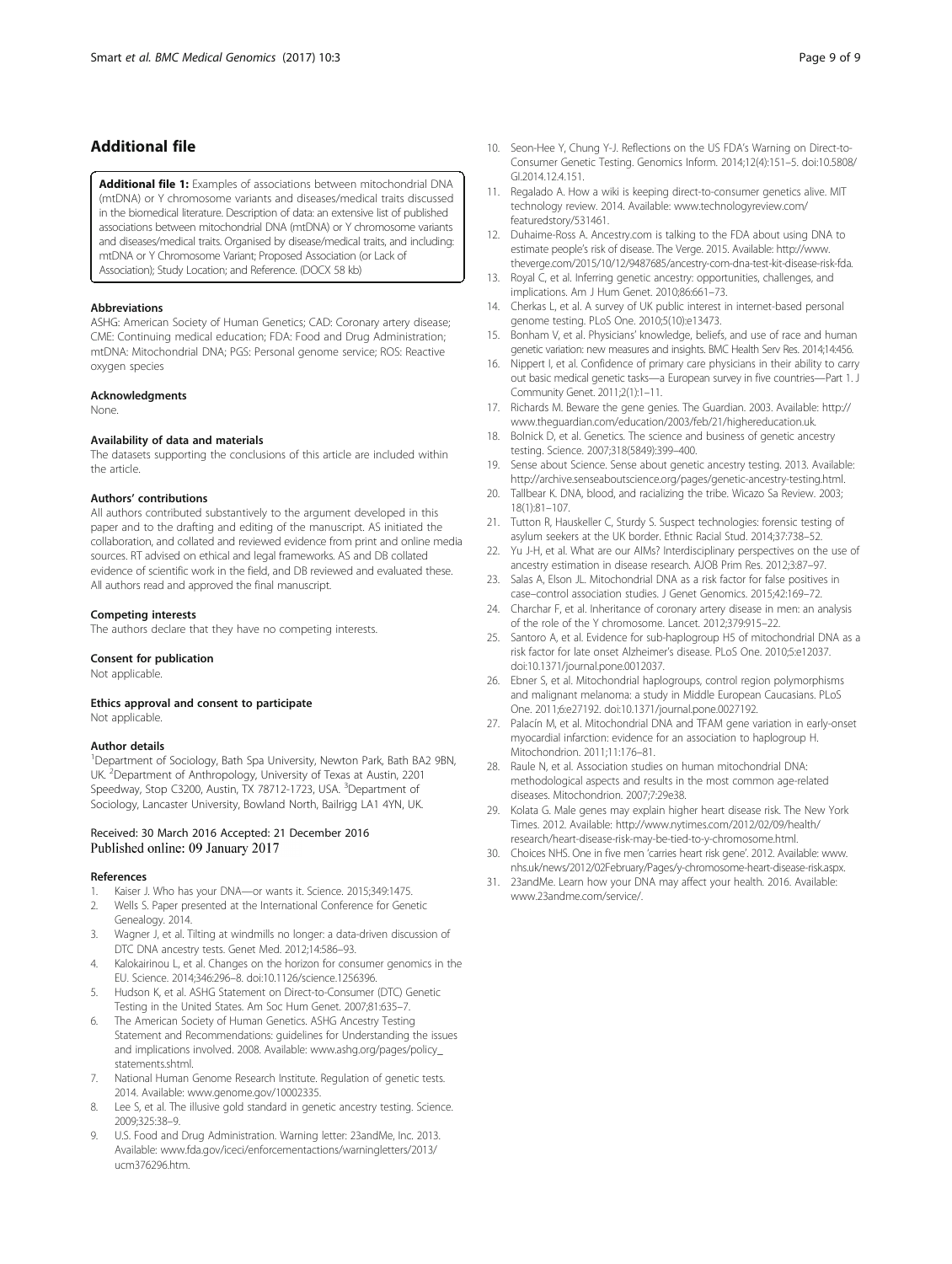## Additional file

**Additional file 1:** Examples of associations between mitochondrial DNA (mtDNA) or Y chromosome variants and diseases/medical traits discussed in the biomedical literature. Description of data: an extensive list of published associations between mitochondrial DNA (mtDNA) or Y chromosome variants and diseases/medical traits. Organised by disease/medical traits, and including: mtDNA or Y Chromosome Variant; Proposed Association (or Lack of Association); Study Location; and Reference. (DOCX 58 kb)

#### Abbreviations

ASHG: American Society of Human Genetics; CAD: Coronary artery disease; CME: Continuing medical education; FDA: Food and Drug Administration; mtDNA: Mitochondrial DNA; PGS: Personal genome service; ROS: Reactive oxygen species

#### Acknowledgments

None.

#### Availability of data and materials

The datasets supporting the conclusions of this article are included within the article.

#### Authors' contributions

All authors contributed substantively to the argument developed in this paper and to the drafting and editing of the manuscript. AS initiated the collaboration, and collated and reviewed evidence from print and online media sources. RT advised on ethical and legal frameworks. AS and DB collated evidence of scientific work in the field, and DB reviewed and evaluated these. All authors read and approved the final manuscript.

#### Competing interests

The authors declare that they have no competing interests.

#### Consent for publication

Not applicable.

#### Ethics approval and consent to participate

Not applicable.

#### Author details

[1]Department of Sociology, Bath Spa University, Newton Park, Bath BA2 9BN, UK. [2]Department of Anthropology, University of Texas at Austin, 2201 Speedway, Stop C3200, Austin, TX 78712-1723, USA. [3]Department of Sociology, Lancaster University, Bowland North, Bailrigg LA1 4YN, UK.

Received: 30 March 2016 Accepted: 21 December 2016
Published online: 09 January 2017

#### References

1. Kaiser J. Who has your DNA—or wants it. Science. 2015;349:1475.
2. Wells S. Paper presented at the International Conference for Genetic Genealogy. 2014.
3. Wagner J, et al. Tilting at windmills no longer: a data-driven discussion of DTC DNA ancestry tests. Genet Med. 2012;14:586–93.
4. Kalokairinou L, et al. Changes on the horizon for consumer genomics in the EU. Science. 2014;346:296–8. doi:10.1126/science.1256396.
5. Hudson K, et al. ASHG Statement on Direct-to-Consumer (DTC) Genetic Testing in the United States. Am Soc Hum Genet. 2007;81:635–7.
6. The American Society of Human Genetics. ASHG Ancestry Testing Statement and Recommendations: guidelines for Understanding the issues and implications involved. 2008. Available: www.ashg.org/pages/policy_statements.shtml.
7. National Human Genome Research Institute. Regulation of genetic tests. 2014. Available: www.genome.gov/10002335.
8. Lee S, et al. The illusive gold standard in genetic ancestry testing. Science. 2009;325:38–9.
9. U.S. Food and Drug Administration. Warning letter: 23andMe, Inc. 2013. Available: www.fda.gov/iceci/enforcementactions/warningletters/2013/ucm376296.htm.
10. Seon-Hee Y, Chung Y-J. Reflections on the US FDA's Warning on Direct-to-Consumer Genetic Testing. Genomics Inform. 2014;12(4):151–5. doi:10.5808/GI.2014.12.4.151.
11. Regalado A. How a wiki is keeping direct-to-consumer genetics alive. MIT technology review. 2014. Available: www.technologyreview.com/featuredstory/531461.
12. Duhaime-Ross A. Ancestry.com is talking to the FDA about using DNA to estimate people's risk of disease. The Verge. 2015. Available: http://www.theverge.com/2015/10/12/9487685/ancestry-com-dna-test-kit-disease-risk-fda.
13. Royal C, et al. Inferring genetic ancestry: opportunities, challenges, and implications. Am J Hum Genet. 2010;86:661–73.
14. Cherkas L, et al. A survey of UK public interest in internet-based personal genome testing. PLoS One. 2010;5(10):e13473.
15. Bonham V, et al. Physicians' knowledge, beliefs, and use of race and human genetic variation: new measures and insights. BMC Health Serv Res. 2014;14:456.
16. Nippert I, et al. Confidence of primary care physicians in their ability to carry out basic medical genetic tasks—a European survey in five countries—Part 1. J Community Genet. 2011;2(1):1–11.
17. Richards M. Beware the gene genies. The Guardian. 2003. Available: http://www.theguardian.com/education/2003/feb/21/highereducation.uk.
18. Bolnick D, et al. Genetics. The science and business of genetic ancestry testing. Science. 2007;318(5849):399–400.
19. Sense about Science. Sense about genetic ancestry testing. 2013. Available: http://archive.senseaboutscience.org/pages/genetic-ancestry-testing.html.
20. Tallbear K. DNA, blood, and racializing the tribe. Wicazo Sa Review. 2003;18(1):81–107.
21. Tutton R, Hauskeller C, Sturdy S. Suspect technologies: forensic testing of asylum seekers at the UK border. Ethnic Racial Stud. 2014;37:738–52.
22. Yu J-H, et al. What are our AIMs? Interdisciplinary perspectives on the use of ancestry estimation in disease research. AJOB Prim Res. 2012;3:87–97.
23. Salas A, Elson JL. Mitochondrial DNA as a risk factor for false positives in case–control association studies. J Genet Genomics. 2015;42:169–72.
24. Charchar F, et al. Inheritance of coronary artery disease in men: an analysis of the role of the Y chromosome. Lancet. 2012;379:915–22.
25. Santoro A, et al. Evidence for sub-haplogroup H5 of mitochondrial DNA as a risk factor for late onset Alzheimer's disease. PLoS One. 2010;5:e12037. doi:10.1371/journal.pone.0012037.
26. Ebner S, et al. Mitochondrial haplogroups, control region polymorphisms and malignant melanoma: a study in Middle European Caucasians. PLoS One. 2011;6:e27192. doi:10.1371/journal.pone.0027192.
27. Palacín M, et al. Mitochondrial DNA and TFAM gene variation in early-onset myocardial infarction: evidence for an association to haplogroup H. Mitochondrion. 2011;11:176–81.
28. Raule N, et al. Association studies on human mitochondrial DNA: methodological aspects and results in the most common age-related diseases. Mitochondrion. 2007;7:29e38.
29. Kolata G. Male genes may explain higher heart disease risk. The New York Times. 2012. Available: http://www.nytimes.com/2012/02/09/health/research/heart-disease-risk-may-be-tied-to-y-chromosome.html.
30. Choices NHS. One in five men 'carries heart risk gene'. 2012. Available: www.nhs.uk/news/2012/02February/Pages/y-chromosome-heart-disease-risk.aspx.
31. 23andMe. Learn how your DNA may affect your health. 2016. Available: www.23andme.com/service/.